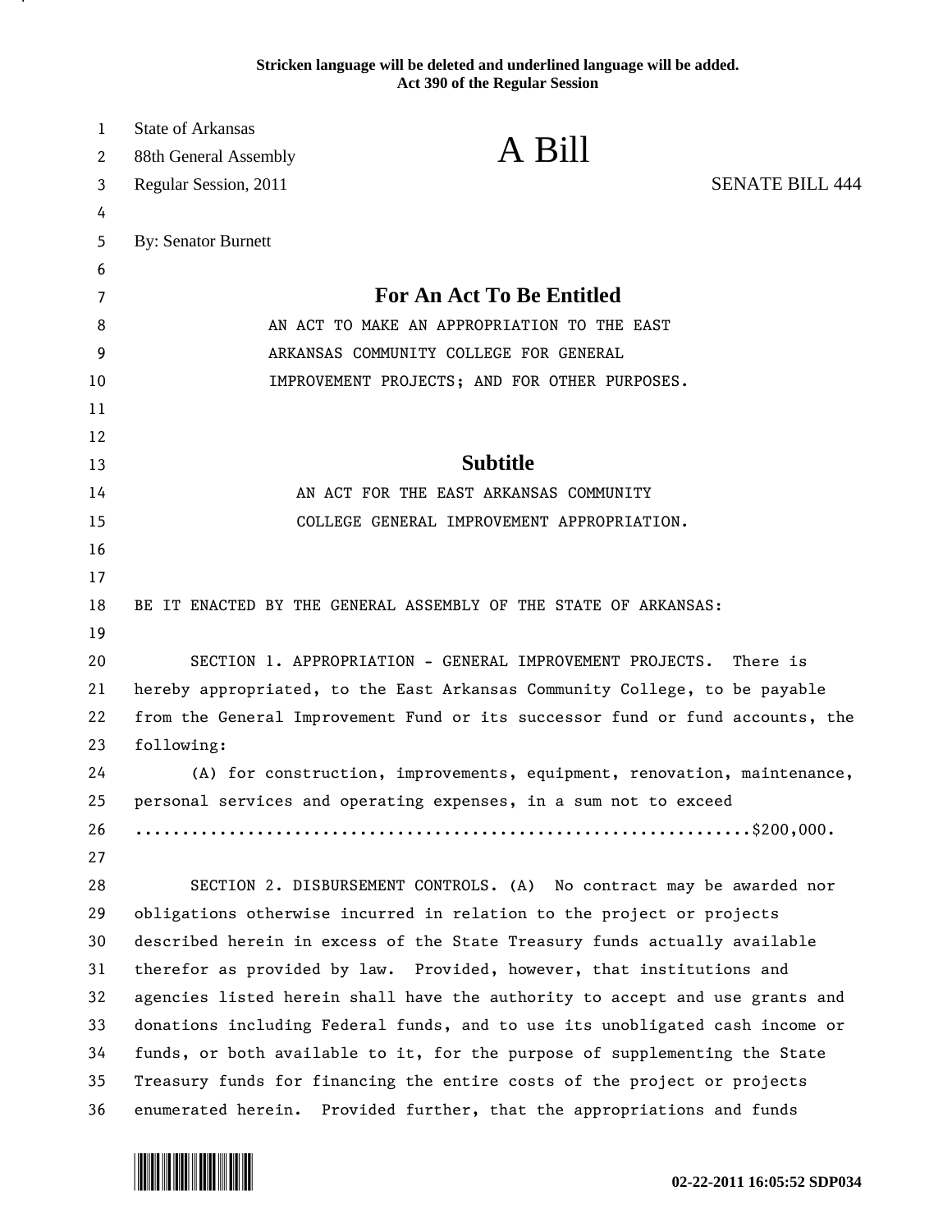**Stricken language will be deleted and underlined language will be added.**
**Act 390 of the Regular Session**

State of Arkansas
88th General Assembly
Regular Session, 2011

# A Bill

SENATE BILL 444

By: Senator Burnett

## For An Act To Be Entitled

AN ACT TO MAKE AN APPROPRIATION TO THE EAST ARKANSAS COMMUNITY COLLEGE FOR GENERAL IMPROVEMENT PROJECTS; AND FOR OTHER PURPOSES.

## Subtitle

AN ACT FOR THE EAST ARKANSAS COMMUNITY COLLEGE GENERAL IMPROVEMENT APPROPRIATION.

BE IT ENACTED BY THE GENERAL ASSEMBLY OF THE STATE OF ARKANSAS:

SECTION 1. APPROPRIATION - GENERAL IMPROVEMENT PROJECTS. There is hereby appropriated, to the East Arkansas Community College, to be payable from the General Improvement Fund or its successor fund or fund accounts, the following:

(A) for construction, improvements, equipment, renovation, maintenance, personal services and operating expenses, in a sum not to exceed ...............................................................$200,000.

SECTION 2. DISBURSEMENT CONTROLS. (A) No contract may be awarded nor obligations otherwise incurred in relation to the project or projects described herein in excess of the State Treasury funds actually available therefor as provided by law. Provided, however, that institutions and agencies listed herein shall have the authority to accept and use grants and donations including Federal funds, and to use its unobligated cash income or funds, or both available to it, for the purpose of supplementing the State Treasury funds for financing the entire costs of the project or projects enumerated herein. Provided further, that the appropriations and funds

02-22-2011 16:05:52 SDP034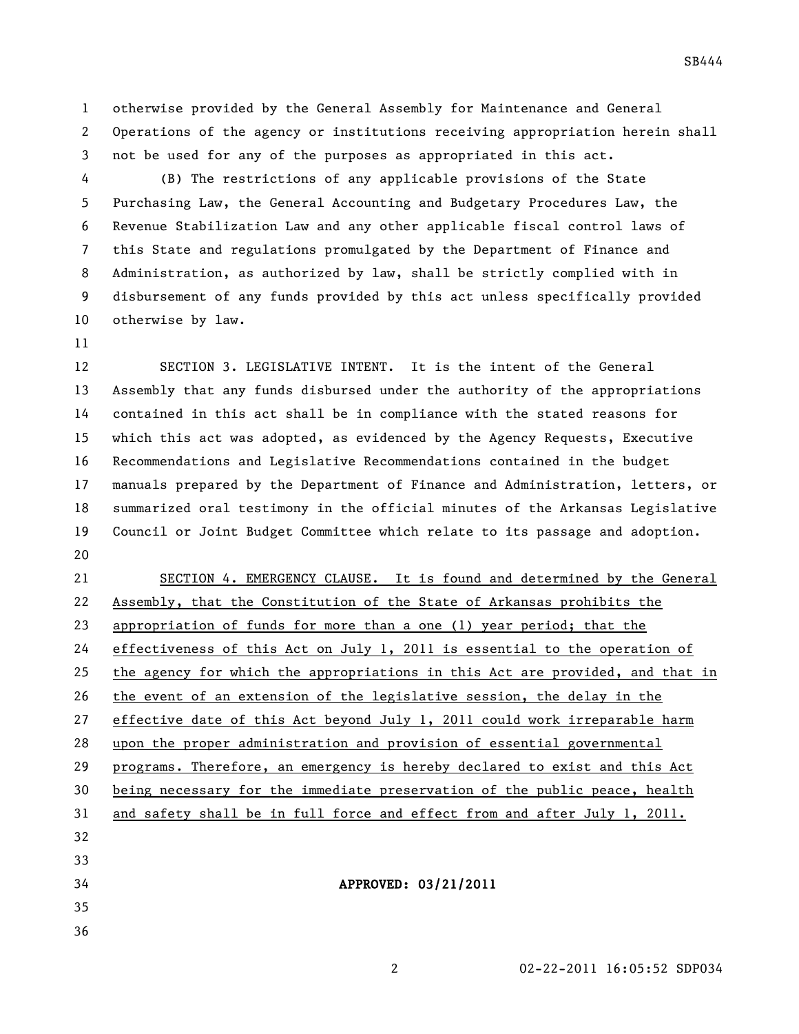otherwise provided by the General Assembly for Maintenance and General Operations of the agency or institutions receiving appropriation herein shall not be used for any of the purposes as appropriated in this act.

(B) The restrictions of any applicable provisions of the State Purchasing Law, the General Accounting and Budgetary Procedures Law, the Revenue Stabilization Law and any other applicable fiscal control laws of this State and regulations promulgated by the Department of Finance and Administration, as authorized by law, shall be strictly complied with in disbursement of any funds provided by this act unless specifically provided otherwise by law.

SECTION 3. LEGISLATIVE INTENT. It is the intent of the General Assembly that any funds disbursed under the authority of the appropriations contained in this act shall be in compliance with the stated reasons for which this act was adopted, as evidenced by the Agency Requests, Executive Recommendations and Legislative Recommendations contained in the budget manuals prepared by the Department of Finance and Administration, letters, or summarized oral testimony in the official minutes of the Arkansas Legislative Council or Joint Budget Committee which relate to its passage and adoption.

SECTION 4. EMERGENCY CLAUSE. It is found and determined by the General Assembly, that the Constitution of the State of Arkansas prohibits the appropriation of funds for more than a one (1) year period; that the effectiveness of this Act on July 1, 2011 is essential to the operation of the agency for which the appropriations in this Act are provided, and that in the event of an extension of the legislative session, the delay in the effective date of this Act beyond July 1, 2011 could work irreparable harm upon the proper administration and provision of essential governmental programs. Therefore, an emergency is hereby declared to exist and this Act being necessary for the immediate preservation of the public peace, health and safety shall be in full force and effect from and after July 1, 2011.

**APPROVED: 03/21/2011**